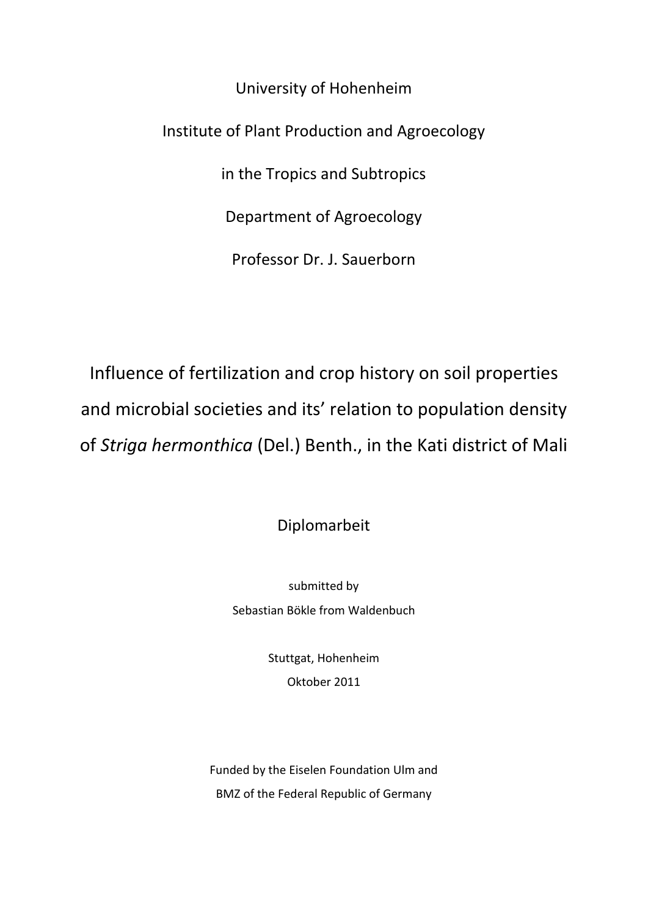University of Hohenheim

Institute of Plant Production and Agroecology

in the Tropics and Subtropics

Department of Agroecology

Professor Dr. J. Sauerborn

# Influence of fertilization and crop history on soil properties and microbial societies and its' relation to population density of *Striga hermonthica* (Del.) Benth., in the Kati district of Mali

Diplomarbeit

submitted by

Sebastian Bökle from Waldenbuch

Stuttgat, Hohenheim

Oktober 2011

Funded by the Eiselen Foundation Ulm and

BMZ of the Federal Republic of Germany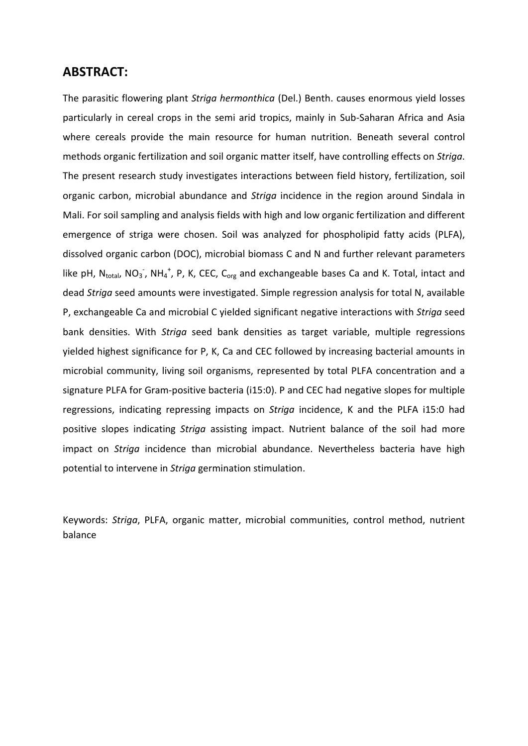## ABSTRACT:

The parasitic flowering plant *Striga hermonthica* (Del.) Benth. causes enormous yield losses particularly in cereal crops in the semi arid tropics, mainly in Sub-Saharan Africa and Asia where cereals provide the main resource for human nutrition. Beneath several control methods organic fertilization and soil organic matter itself, have controlling effects on *Striga*. The present research study investigates interactions between field history, fertilization, soil organic carbon, microbial abundance and *Striga* incidence in the region around Sindala in Mali. For soil sampling and analysis fields with high and low organic fertilization and different emergence of striga were chosen. Soil was analyzed for phospholipid fatty acids (PLFA), dissolved organic carbon (DOC), microbial biomass C and N and further relevant parameters like pH, $N_{total}$, $NO_3^-$, $NH_4^+$, P, K, CEC, $C_{org}$ and exchangeable bases Ca and K. Total, intact and dead *Striga* seed amounts were investigated. Simple regression analysis for total N, available P, exchangeable Ca and microbial C yielded significant negative interactions with *Striga* seed bank densities. With *Striga* seed bank densities as target variable, multiple regressions yielded highest significance for P, K, Ca and CEC followed by increasing bacterial amounts in microbial community, living soil organisms, represented by total PLFA concentration and a signature PLFA for Gram-positive bacteria (i15:0). P and CEC had negative slopes for multiple regressions, indicating repressing impacts on *Striga* incidence, K and the PLFA i15:0 had positive slopes indicating *Striga* assisting impact. Nutrient balance of the soil had more impact on *Striga* incidence than microbial abundance. Nevertheless bacteria have high potential to intervene in *Striga* germination stimulation.

Keywords: *Striga*, PLFA, organic matter, microbial communities, control method, nutrient balance